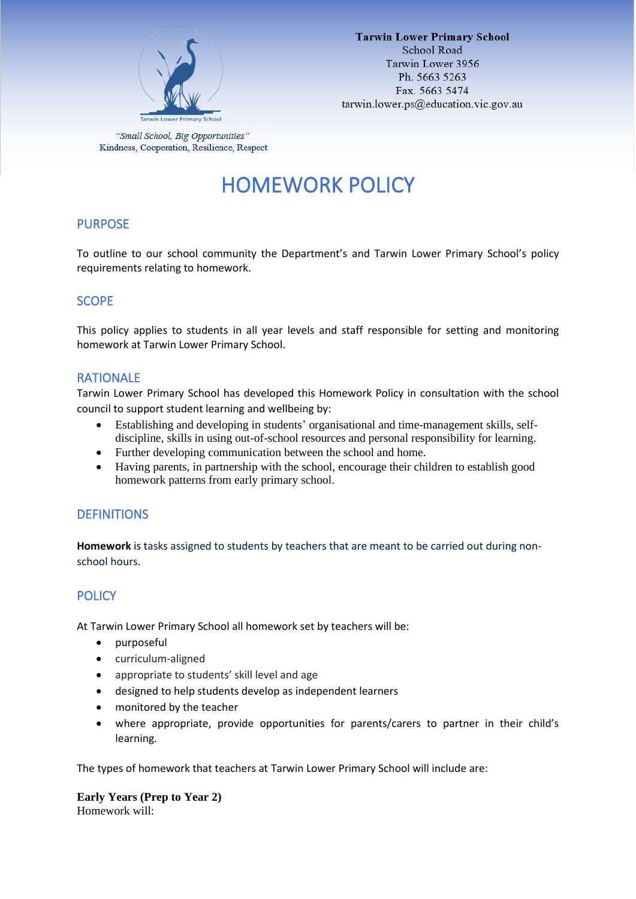**Tarwin Lower Primary School**
School Road
Tarwin Lower 3956
Ph. 5663 5263
Fax. 5663 5474
tarwin.lower.ps@education.vic.gov.au

*"Small School, Big Opportunities"*
Kindness, Cooperation, Resilience, Respect

# HOMEWORK POLICY

## PURPOSE

To outline to our school community the Department's and Tarwin Lower Primary School's policy requirements relating to homework.

## SCOPE

This policy applies to students in all year levels and staff responsible for setting and monitoring homework at Tarwin Lower Primary School.

## RATIONALE

Tarwin Lower Primary School has developed this Homework Policy in consultation with the school council to support student learning and wellbeing by:

- Establishing and developing in students' organisational and time-management skills, self-discipline, skills in using out-of-school resources and personal responsibility for learning.
- Further developing communication between the school and home.
- Having parents, in partnership with the school, encourage their children to establish good homework patterns from early primary school.

## DEFINITIONS

**Homework** is tasks assigned to students by teachers that are meant to be carried out during non-school hours.

## POLICY

At Tarwin Lower Primary School all homework set by teachers will be:

- purposeful
- curriculum-aligned
- appropriate to students' skill level and age
- designed to help students develop as independent learners
- monitored by the teacher
- where appropriate, provide opportunities for parents/carers to partner in their child's learning.

The types of homework that teachers at Tarwin Lower Primary School will include are:

**Early Years (Prep to Year 2)**
Homework will: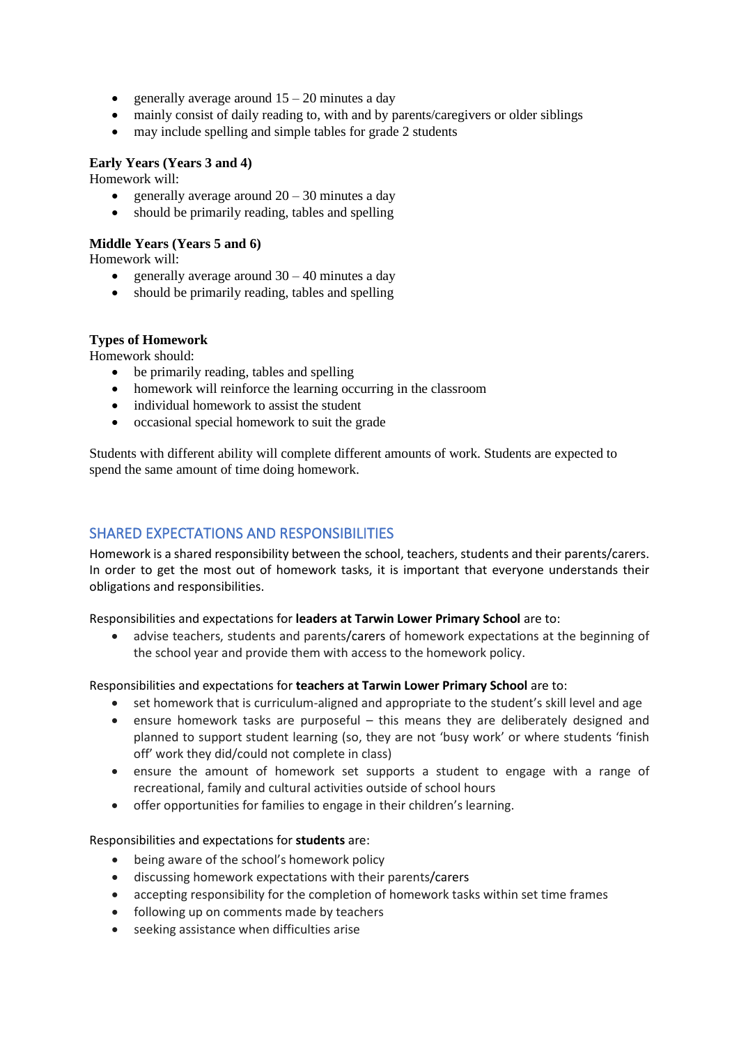- generally average around 15 – 20 minutes a day
- mainly consist of daily reading to, with and by parents/caregivers or older siblings
- may include spelling and simple tables for grade 2 students

**Early Years (Years 3 and 4)**
Homework will:

- generally average around 20 – 30 minutes a day
- should be primarily reading, tables and spelling

**Middle Years (Years 5 and 6)**
Homework will:

- generally average around 30 – 40 minutes a day
- should be primarily reading, tables and spelling

**Types of Homework**
Homework should:

- be primarily reading, tables and spelling
- homework will reinforce the learning occurring in the classroom
- individual homework to assist the student
- occasional special homework to suit the grade

Students with different ability will complete different amounts of work. Students are expected to spend the same amount of time doing homework.

## SHARED EXPECTATIONS AND RESPONSIBILITIES

Homework is a shared responsibility between the school, teachers, students and their parents/carers. In order to get the most out of homework tasks, it is important that everyone understands their obligations and responsibilities.

Responsibilities and expectations for **leaders at Tarwin Lower Primary School** are to:

- advise teachers, students and parents/carers of homework expectations at the beginning of the school year and provide them with access to the homework policy.

Responsibilities and expectations for **teachers at Tarwin Lower Primary School** are to:

- set homework that is curriculum-aligned and appropriate to the student's skill level and age
- ensure homework tasks are purposeful – this means they are deliberately designed and planned to support student learning (so, they are not 'busy work' or where students 'finish off' work they did/could not complete in class)
- ensure the amount of homework set supports a student to engage with a range of recreational, family and cultural activities outside of school hours
- offer opportunities for families to engage in their children's learning.

Responsibilities and expectations for **students** are:

- being aware of the school's homework policy
- discussing homework expectations with their parents/carers
- accepting responsibility for the completion of homework tasks within set time frames
- following up on comments made by teachers
- seeking assistance when difficulties arise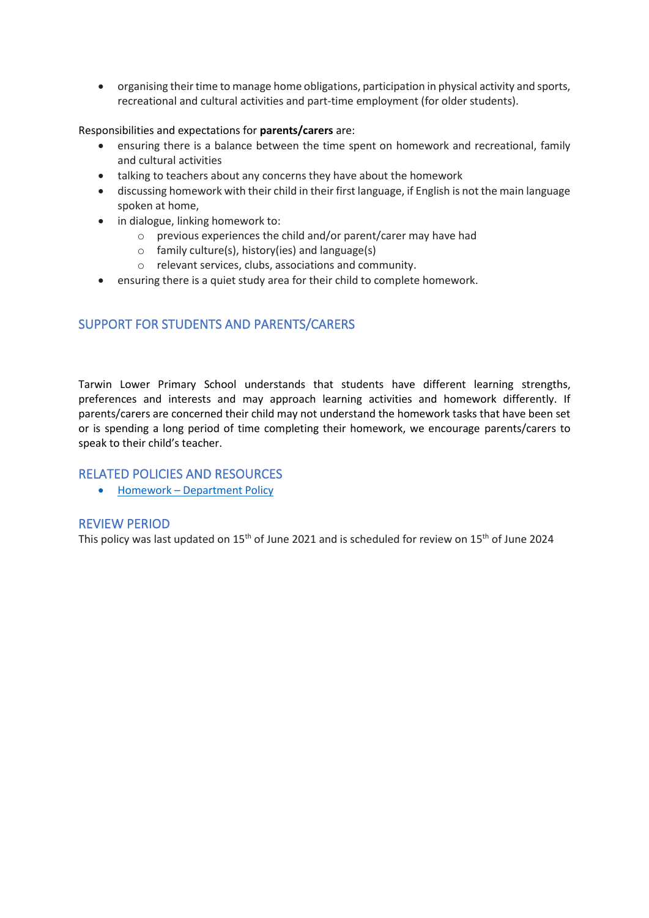- organising their time to manage home obligations, participation in physical activity and sports, recreational and cultural activities and part-time employment (for older students).

Responsibilities and expectations for **parents/carers** are:

- ensuring there is a balance between the time spent on homework and recreational, family and cultural activities
- talking to teachers about any concerns they have about the homework
- discussing homework with their child in their first language, if English is not the main language spoken at home,
- in dialogue, linking homework to:
  - previous experiences the child and/or parent/carer may have had
  - family culture(s), history(ies) and language(s)
  - relevant services, clubs, associations and community.
- ensuring there is a quiet study area for their child to complete homework.

## SUPPORT FOR STUDENTS AND PARENTS/CARERS

Tarwin Lower Primary School understands that students have different learning strengths, preferences and interests and may approach learning activities and homework differently. If parents/carers are concerned their child may not understand the homework tasks that have been set or is spending a long period of time completing their homework, we encourage parents/carers to speak to their child's teacher.

## RELATED POLICIES AND RESOURCES

- [Homework – Department Policy]()

## REVIEW PERIOD

This policy was last updated on 15th of June 2021 and is scheduled for review on 15th of June 2024